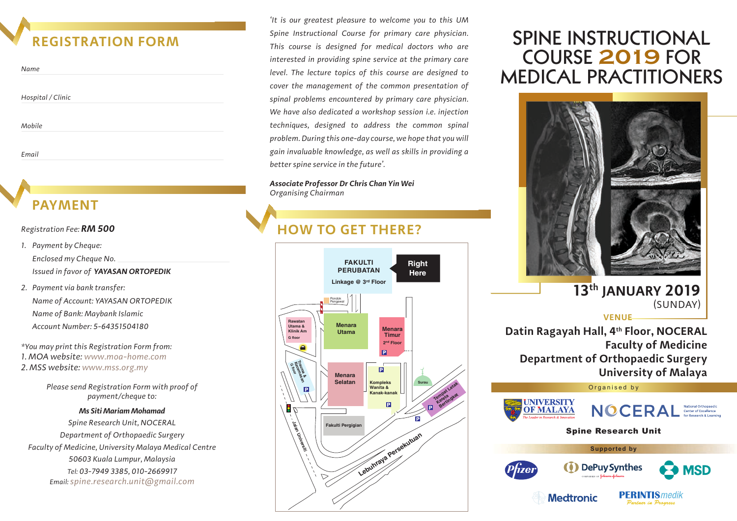## REGISTRATION FORM

*Name*

*Hospital / Clinic*

*Mobile*

*Email*

## PAYMENT

*Registration Fee:* ***RM 500***

1. *Payment by Cheque:*
   *Enclosed my Cheque No.* \_\_\_\_\_\_\_\_\_\_
   *Issued in favor of* ***YAYASAN ORTOPEDIK***
2. *Payment via bank transfer:*
   *Name of Account: YAYASAN ORTOPEDIK*
   *Name of Bank: Maybank Islamic*
   *Account Number: 5-64351504180*

*\*You may print this Registration Form from:*
*1. MOA website: www.moa-home.com*
*2. MSS website: www.mss.org.my*

*Please send Registration Form with proof of payment/cheque to:*

***Ms Siti Mariam Mohamad***
*Spine Research Unit, NOCERAL*
*Department of Orthopaedic Surgery*
*Faculty of Medicine, University Malaya Medical Centre*
*50603 Kuala Lumpur, Malaysia*
*Tel: 03-7949 3385, 010-2669917*
*Email: spine.research.unit@gmail.com*

*'It is our greatest pleasure to welcome you to this UM Spine Instructional Course for primary care physician. This course is designed for medical doctors who are interested in providing spine service at the primary care level. The lecture topics of this course are designed to cover the management of the common presentation of spinal problems encountered by primary care physician. We have also dedicated a workshop session i.e. injection techniques, designed to address the common spinal problem. During this one-day course, we hope that you will gain invaluable knowledge, as well as skills in providing a better spine service in the future'.*

***Associate Professor Dr Chris Chan Yin Wei***
*Organising Chairman*

## HOW TO GET THERE?

FAKULTI PERUBATAN — Linkage @ 3rd Floor — Right Here

Pondok Pengawal · Rawatan Utama & Klinik Am (G floor) · Menara Utama · Menara Timur (2nd Floor) · Trauma & Kecemasan (G floor) · Menara Selatan · Kompleks Wanita & Kanak-kanak · Surau · Tempat Letak Kereta Bertingkat · Fakulti Pergigian · Jalan Universiti · Lebuhraya Persekutuan

# SPINE INSTRUCTIONAL COURSE 2019 FOR MEDICAL PRACTITIONERS

## 13th JANUARY 2019
(SUNDAY)

**VENUE**

**Datin Ragayah Hall, 4th Floor, NOCERAL**
**Faculty of Medicine**
**Department of Orthopaedic Surgery**
**University of Malaya**

Organised by

UNIVERSITY OF MALAYA — NOCERAL (National Orthopaedic Center of Excellence for Research & Learning)

**Spine Research Unit**

Supported by

Pfizer · DePuy Synthes · MSD · Medtronic · PERINTIS medik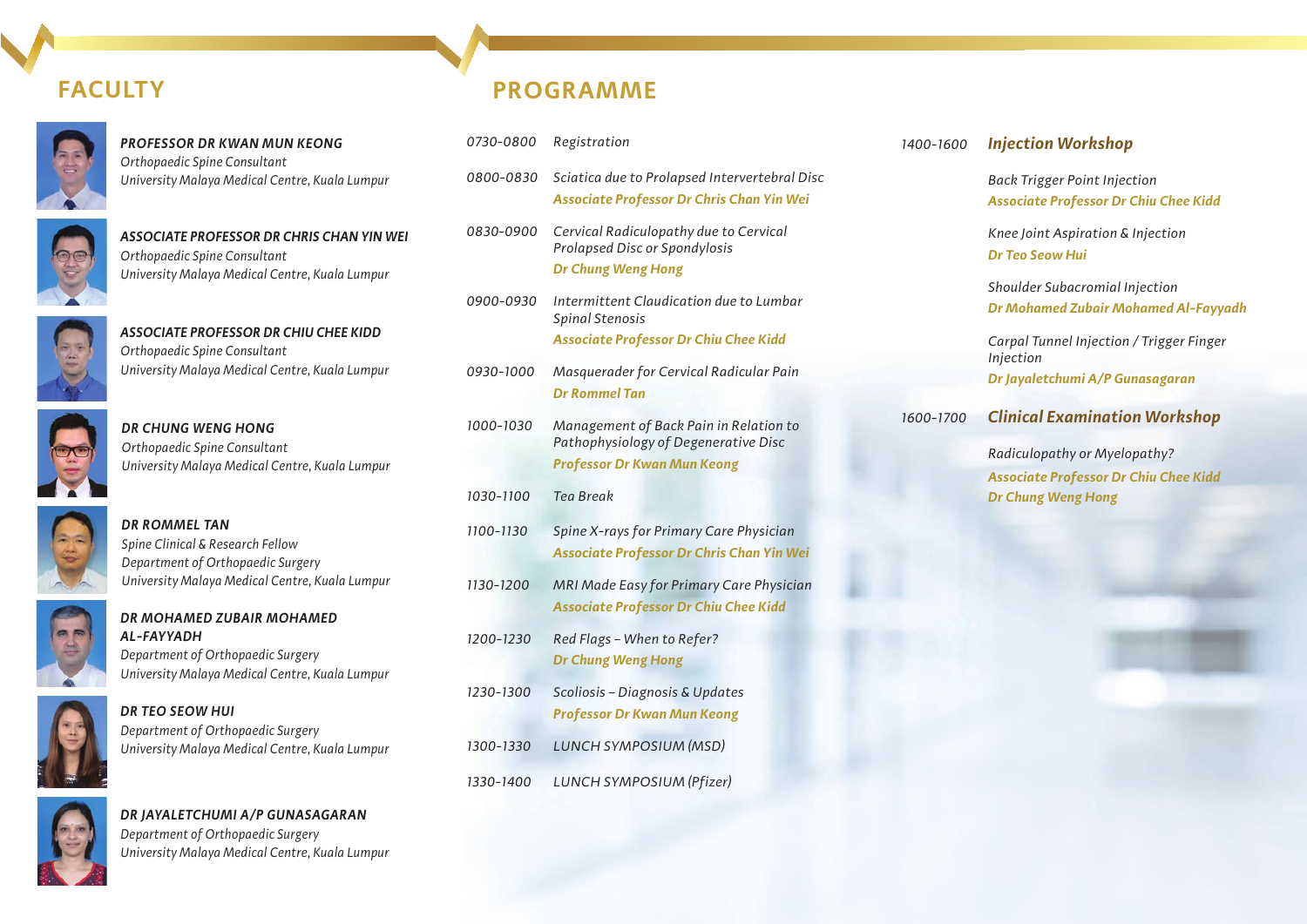## FACULTY

***PROFESSOR DR KWAN MUN KEONG***
*Orthopaedic Spine Consultant*
*University Malaya Medical Centre, Kuala Lumpur*

***ASSOCIATE PROFESSOR DR CHRIS CHAN YIN WEI***
*Orthopaedic Spine Consultant*
*University Malaya Medical Centre, Kuala Lumpur*

***ASSOCIATE PROFESSOR DR CHIU CHEE KIDD***
*Orthopaedic Spine Consultant*
*University Malaya Medical Centre, Kuala Lumpur*

***DR CHUNG WENG HONG***
*Orthopaedic Spine Consultant*
*University Malaya Medical Centre, Kuala Lumpur*

***DR ROMMEL TAN***
*Spine Clinical & Research Fellow*
*Department of Orthopaedic Surgery*
*University Malaya Medical Centre, Kuala Lumpur*

***DR MOHAMED ZUBAIR MOHAMED AL-FAYYADH***
*Department of Orthopaedic Surgery*
*University Malaya Medical Centre, Kuala Lumpur*

***DR TEO SEOW HUI***
*Department of Orthopaedic Surgery*
*University Malaya Medical Centre, Kuala Lumpur*

***DR JAYALETCHUMI A/P GUNASAGARAN***
*Department of Orthopaedic Surgery*
*University Malaya Medical Centre, Kuala Lumpur*

## PROGRAMME

| | |
|---|---|
| *0730-0800* | *Registration* |
| *0800-0830* | *Sciatica due to Prolapsed Intervertebral Disc*<br>***Associate Professor Dr Chris Chan Yin Wei*** |
| *0830-0900* | *Cervical Radiculopathy due to Cervical Prolapsed Disc or Spondylosis*<br>***Dr Chung Weng Hong*** |
| *0900-0930* | *Intermittent Claudication due to Lumbar Spinal Stenosis*<br>***Associate Professor Dr Chiu Chee Kidd*** |
| *0930-1000* | *Masquerader for Cervical Radicular Pain*<br>***Dr Rommel Tan*** |
| *1000-1030* | *Management of Back Pain in Relation to Pathophysiology of Degenerative Disc*<br>***Professor Dr Kwan Mun Keong*** |
| *1030-1100* | *Tea Break* |
| *1100-1130* | *Spine X-rays for Primary Care Physician*<br>***Associate Professor Dr Chris Chan Yin Wei*** |
| *1130-1200* | *MRI Made Easy for Primary Care Physician*<br>***Associate Professor Dr Chiu Chee Kidd*** |
| *1200-1230* | *Red Flags – When to Refer?*<br>***Dr Chung Weng Hong*** |
| *1230-1300* | *Scoliosis – Diagnosis & Updates*<br>***Professor Dr Kwan Mun Keong*** |
| *1300-1330* | *LUNCH SYMPOSIUM (MSD)* |
| *1330-1400* | *LUNCH SYMPOSIUM (Pfizer)* |
| *1400-1600* | ***Injection Workshop***<br>*Back Trigger Point Injection*<br>***Associate Professor Dr Chiu Chee Kidd***<br>*Knee Joint Aspiration & Injection*<br>***Dr Teo Seow Hui***<br>*Shoulder Subacromial Injection*<br>***Dr Mohamed Zubair Mohamed Al-Fayyadh***<br>*Carpal Tunnel Injection / Trigger Finger Injection*<br>***Dr Jayaletchumi A/P Gunasagaran*** |
| *1600-1700* | ***Clinical Examination Workshop***<br>*Radiculopathy or Myelopathy?*<br>***Associate Professor Dr Chiu Chee Kidd***<br>***Dr Chung Weng Hong*** |